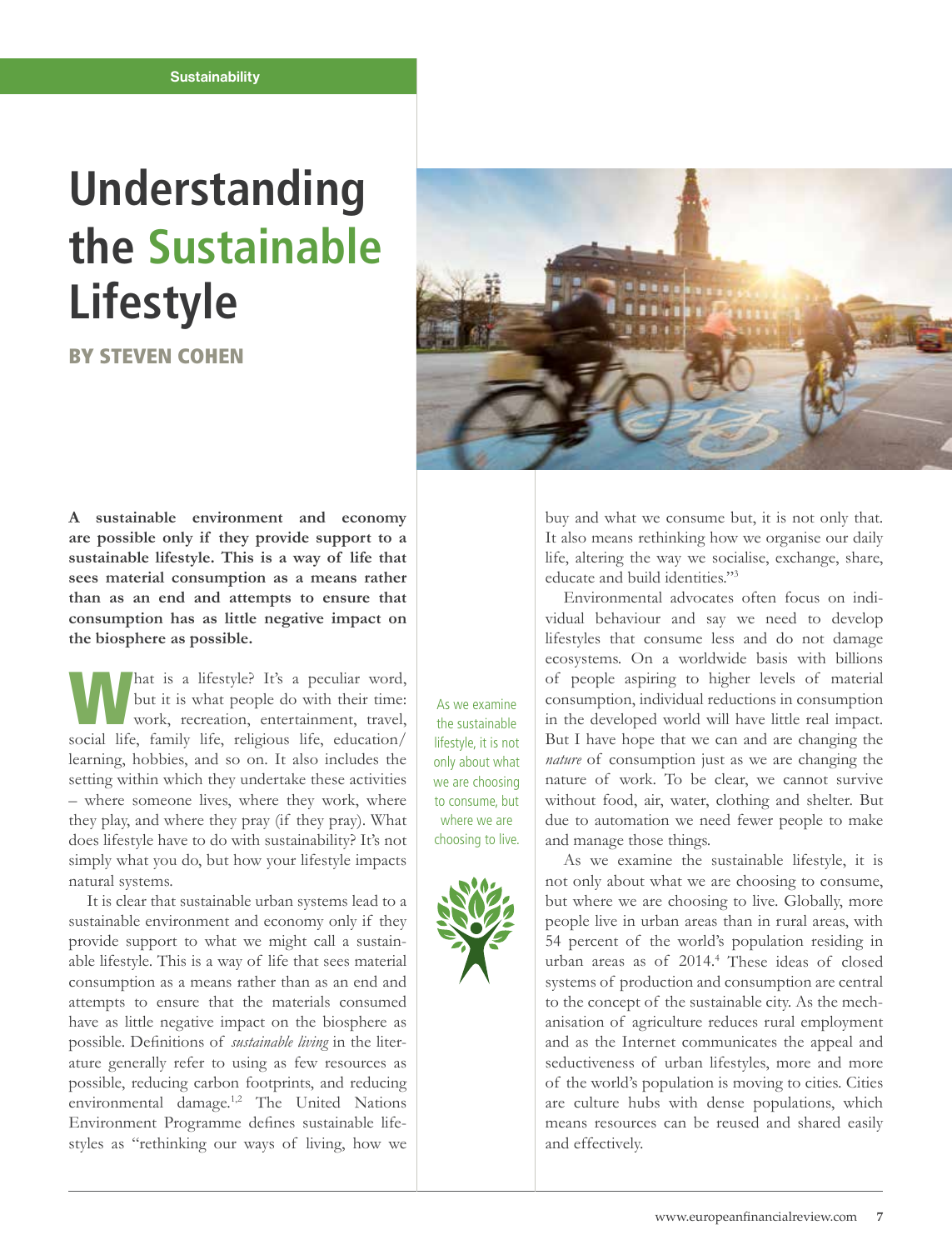Sustainability

# Understanding the Sustainable Lifestyle

**BY STEVEN COHEN**

**A sustainable environment and economy are possible only if they provide support to a sustainable lifestyle. This is a way of life that sees material consumption as a means rather than as an end and attempts to ensure that consumption has as little negative impact on the biosphere as possible.**

What is a lifestyle? It's a peculiar word, but it is what people do with their time: work, recreation, entertainment, travel, social life, family life, religious life, education/learning, hobbies, and so on. It also includes the setting within which they undertake these activities – where someone lives, where they work, where they play, and where they pray (if they pray). What does lifestyle have to do with sustainability? It's not simply what you do, but how your lifestyle impacts natural systems.

It is clear that sustainable urban systems lead to a sustainable environment and economy only if they provide support to what we might call a sustainable lifestyle. This is a way of life that sees material consumption as a means rather than as an end and attempts to ensure that the materials consumed have as little negative impact on the biosphere as possible. Definitions of *sustainable living* in the literature generally refer to using as few resources as possible, reducing carbon footprints, and reducing environmental damage.[1,2] The United Nations Environment Programme defines sustainable lifestyles as "rethinking our ways of living, how we buy and what we consume but, it is not only that. It also means rethinking how we organise our daily life, altering the way we socialise, exchange, share, educate and build identities."[3]

Environmental advocates often focus on individual behaviour and say we need to develop lifestyles that consume less and do not damage ecosystems. On a worldwide basis with billions of people aspiring to higher levels of material consumption, individual reductions in consumption in the developed world will have little real impact. But I have hope that we can and are changing the *nature* of consumption just as we are changing the nature of work. To be clear, we cannot survive without food, air, water, clothing and shelter. But due to automation we need fewer people to make and manage those things.

As we examine the sustainable lifestyle, it is not only about what we are choosing to consume, but where we are choosing to live.

As we examine the sustainable lifestyle, it is not only about what we are choosing to consume, but where we are choosing to live. Globally, more people live in urban areas than in rural areas, with 54 percent of the world's population residing in urban areas as of 2014.[4] These ideas of closed systems of production and consumption are central to the concept of the sustainable city. As the mechanisation of agriculture reduces rural employment and as the Internet communicates the appeal and seductiveness of urban lifestyles, more and more of the world's population is moving to cities. Cities are culture hubs with dense populations, which means resources can be reused and shared easily and effectively.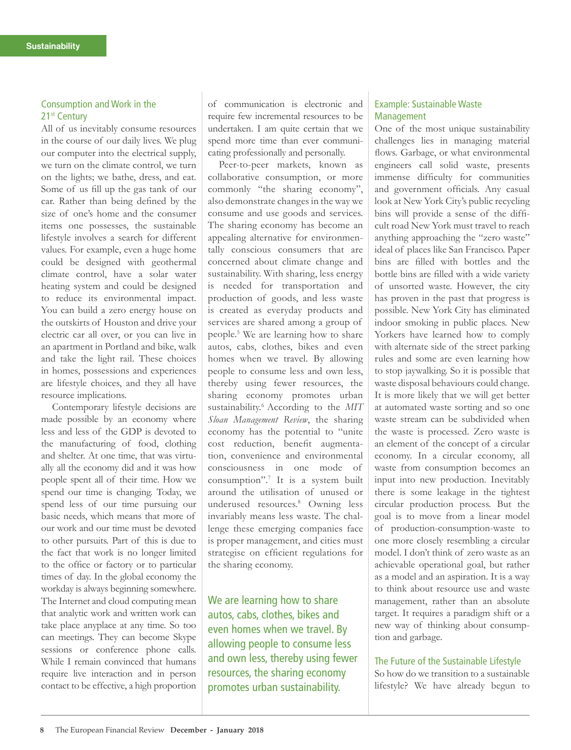## Consumption and Work in the 21st Century

All of us inevitably consume resources in the course of our daily lives. We plug our computer into the electrical supply, we turn on the climate control, we turn on the lights; we bathe, dress, and eat. Some of us fill up the gas tank of our car. Rather than being defined by the size of one's home and the consumer items one possesses, the sustainable lifestyle involves a search for different values. For example, even a huge home could be designed with geothermal climate control, have a solar water heating system and could be designed to reduce its environmental impact. You can build a zero energy house on the outskirts of Houston and drive your electric car all over, or you can live in an apartment in Portland and bike, walk and take the light rail. These choices in homes, possessions and experiences are lifestyle choices, and they all have resource implications.

Contemporary lifestyle decisions are made possible by an economy where less and less of the GDP is devoted to the manufacturing of food, clothing and shelter. At one time, that was virtually all the economy did and it was how people spent all of their time. How we spend our time is changing. Today, we spend less of our time pursuing our basic needs, which means that more of our work and our time must be devoted to other pursuits. Part of this is due to the fact that work is no longer limited to the office or factory or to particular times of day. In the global economy the workday is always beginning somewhere. The Internet and cloud computing mean that analytic work and written work can take place anyplace at any time. So too can meetings. They can become Skype sessions or conference phone calls. While I remain convinced that humans require live interaction and in person contact to be effective, a high proportion of communication is electronic and require few incremental resources to be undertaken. I am quite certain that we spend more time than ever communicating professionally and personally.

Peer-to-peer markets, known as collaborative consumption, or more commonly "the sharing economy", also demonstrate changes in the way we consume and use goods and services. The sharing economy has become an appealing alternative for environmentally conscious consumers that are concerned about climate change and sustainability. With sharing, less energy is needed for transportation and production of goods, and less waste is created as everyday products and services are shared among a group of people.[5] We are learning how to share autos, cabs, clothes, bikes and even homes when we travel. By allowing people to consume less and own less, thereby using fewer resources, the sharing economy promotes urban sustainability.[6] According to the *MIT Sloan Management Review*, the sharing economy has the potential to "unite cost reduction, benefit augmentation, convenience and environmental consciousness in one mode of consumption".[7] It is a system built around the utilisation of unused or underused resources.[8] Owning less invariably means less waste. The challenge these emerging companies face is proper management, and cities must strategise on efficient regulations for the sharing economy.

> We are learning how to share autos, cabs, clothes, bikes and even homes when we travel. By allowing people to consume less and own less, thereby using fewer resources, the sharing economy promotes urban sustainability.

## Example: Sustainable Waste Management

One of the most unique sustainability challenges lies in managing material flows. Garbage, or what environmental engineers call solid waste, presents immense difficulty for communities and government officials. Any casual look at New York City's public recycling bins will provide a sense of the difficult road New York must travel to reach anything approaching the "zero waste" ideal of places like San Francisco. Paper bins are filled with bottles and the bottle bins are filled with a wide variety of unsorted waste. However, the city has proven in the past that progress is possible. New York City has eliminated indoor smoking in public places. New Yorkers have learned how to comply with alternate side of the street parking rules and some are even learning how to stop jaywalking. So it is possible that waste disposal behaviours could change. It is more likely that we will get better at automated waste sorting and so one waste stream can be subdivided when the waste is processed. Zero waste is an element of the concept of a circular economy. In a circular economy, all waste from consumption becomes an input into new production. Inevitably there is some leakage in the tightest circular production process. But the goal is to move from a linear model of production-consumption-waste to one more closely resembling a circular model. I don't think of zero waste as an achievable operational goal, but rather as a model and an aspiration. It is a way to think about resource use and waste management, rather than an absolute target. It requires a paradigm shift or a new way of thinking about consumption and garbage.

## The Future of the Sustainable Lifestyle

So how do we transition to a sustainable lifestyle? We have already begun to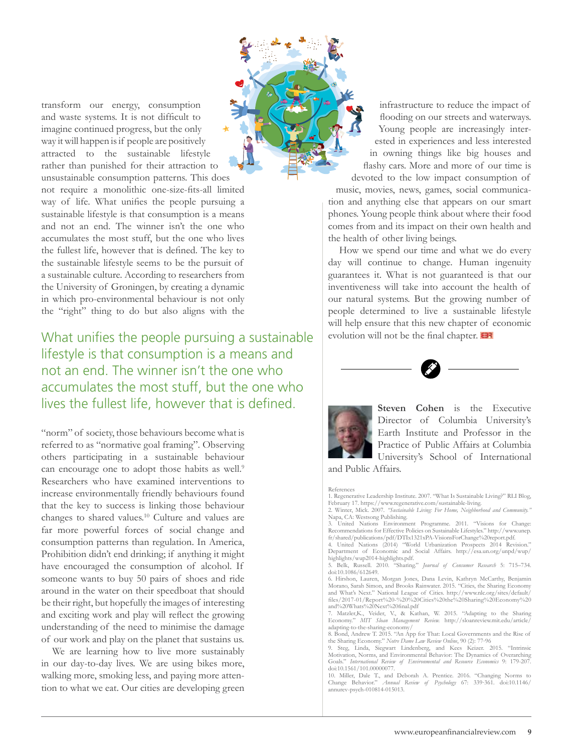transform our energy, consumption and waste systems. It is not difficult to imagine continued progress, but the only way it will happen is if people are positively attracted to the sustainable lifestyle rather than punished for their attraction to unsustainable consumption patterns. This does not require a monolithic one-size-fits-all limited way of life. What unifies the people pursuing a sustainable lifestyle is that consumption is a means and not an end. The winner isn't the one who accumulates the most stuff, but the one who lives the fullest life, however that is defined. The key to the sustainable lifestyle seems to be the pursuit of a sustainable culture. According to researchers from the University of Groningen, by creating a dynamic in which pro-environmental behaviour is not only the "right" thing to do but also aligns with the "norm" of society, those behaviours become what is referred to as "normative goal framing". Observing others participating in a sustainable behaviour can encourage one to adopt those habits as well.[9] Researchers who have examined interventions to increase environmentally friendly behaviours found that the key to success is linking those behaviour changes to shared values.[10] Culture and values are far more powerful forces of social change and consumption patterns than regulation. In America, Prohibition didn't end drinking; if anything it might have encouraged the consumption of alcohol. If someone wants to buy 50 pairs of shoes and ride around in the water on their speedboat that should be their right, but hopefully the images of interesting and exciting work and play will reflect the growing understanding of the need to minimise the damage of our work and play on the planet that sustains us.

> What unifies the people pursuing a sustainable lifestyle is that consumption is a means and not an end. The winner isn't the one who accumulates the most stuff, but the one who lives the fullest life, however that is defined.

We are learning how to live more sustainably in our day-to-day lives. We are using bikes more, walking more, smoking less, and paying more attention to what we eat. Our cities are developing green infrastructure to reduce the impact of flooding on our streets and waterways. Young people are increasingly interested in experiences and less interested in owning things like big houses and flashy cars. More and more of our time is devoted to the low impact consumption of music, movies, news, games, social communication and anything else that appears on our smart phones. Young people think about where their food comes from and its impact on their own health and the health of other living beings.

How we spend our time and what we do every day will continue to change. Human ingenuity guarantees it. What is not guaranteed is that our inventiveness will take into account the health of our natural systems. But the growing number of people determined to live a sustainable lifestyle will help ensure that this new chapter of economic evolution will not be the final chapter.

**Steven Cohen** is the Executive Director of Columbia University's Earth Institute and Professor in the Practice of Public Affairs at Columbia University's School of International and Public Affairs.

References

1. Regenerative Leadership Institute. 2007. "What Is Sustainable Living?" RLI Blog, February 17. https://www.regenerative.com/sustainable-living.
2. Winter, Mick. 2007. *"Sustainable Living: For Home, Neighborhood and Community."* Napa, CA: Westsong Publishing.
3. United Nations Environment Programme. 2011. "Visions for Change: Recommendations for Effective Policies on Sustainable Lifestyles." http://www.unep.fr/shared/publications/pdf/DTIx1321xPA-VisionsForChange%20report.pdf.
4. United Nations (2014) "World Urbanization Prospects 2014 Revision." Department of Economic and Social Affairs. http://esa.un.org/unpd/wup/highlights/wup2014-highlights.pdf.
5. Belk, Russell. 2010. "Sharing." *Journal of Consumer Research* 5: 715–734. doi:10.1086/612649.
6. Hirshon, Lauren, Morgan Jones, Dana Levin, Kathryn McCarthy, Benjamin Morano, Sarah Simon, and Brooks Rainwater. 2015. "Cities, the Sharing Economy and What's Next." National League of Cities. http://www.nlc.org/sites/default/files/2017-01/Report%20-%20%20Cities%20the%20Sharing%20Economy%20and%20Whats%20Next%20final.pdf
7. Matzler,K., Veider, V., & Kathan, W. 2015. "Adapting to the Sharing Economy." *MIT Sloan Management Review.* http://sloanreview.mit.edu/article/adapting-to-the-sharing-economy/
8. Bond, Andrew T. 2015. "An App for That: Local Governments and the Rise of the Sharing Economy." *Notre Dame Law Review Online*, 90 (2): 77-96
9. Steg, Linda, Siegwart Lindenberg, and Kees Keizer. 2015. "Intrinsic Motivation, Norms, and Environmental Behavior: The Dynamics of Overarching Goals." *International Review of Environmental and Resource Economics* 9: 179-207. doi:10.1561/101.00000077.
10. Miller, Dale T., and Deborah A. Prentice. 2016. "Changing Norms to Change Behavior." *Annual Review of Psychology* 67: 339-361. doi:10.1146/annurev-psych-010814-015013.